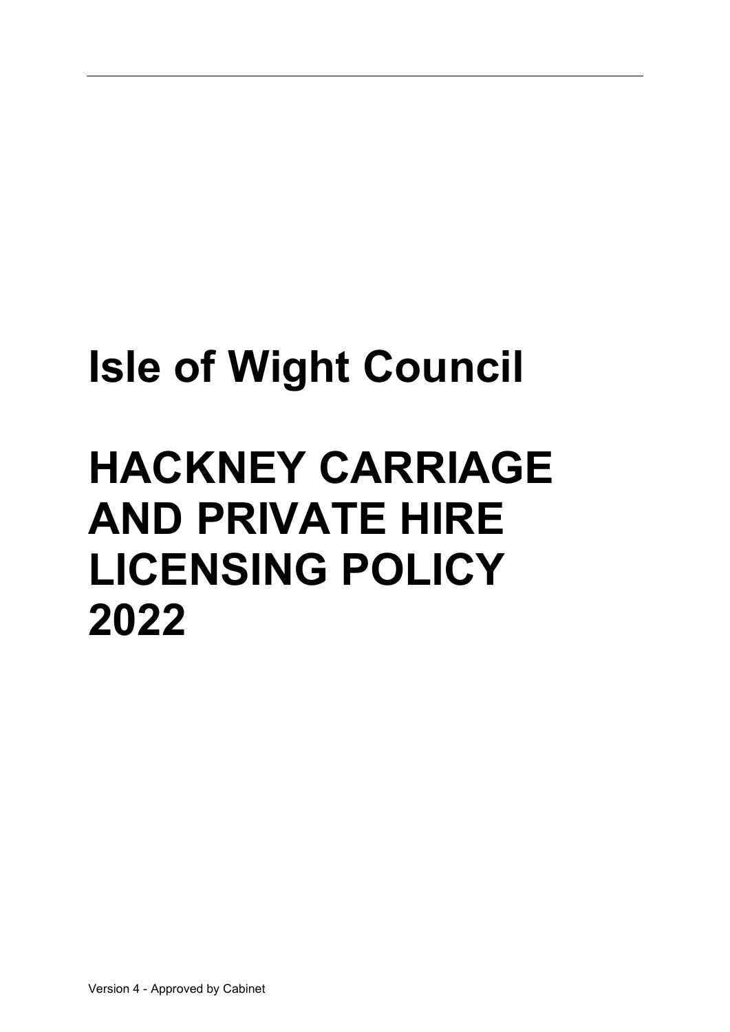# Isle of Wight Council

# HACKNEY CARRIAGE AND PRIVATE HIRE LICENSING POLICY 2022

Version 4 - Approved by Cabinet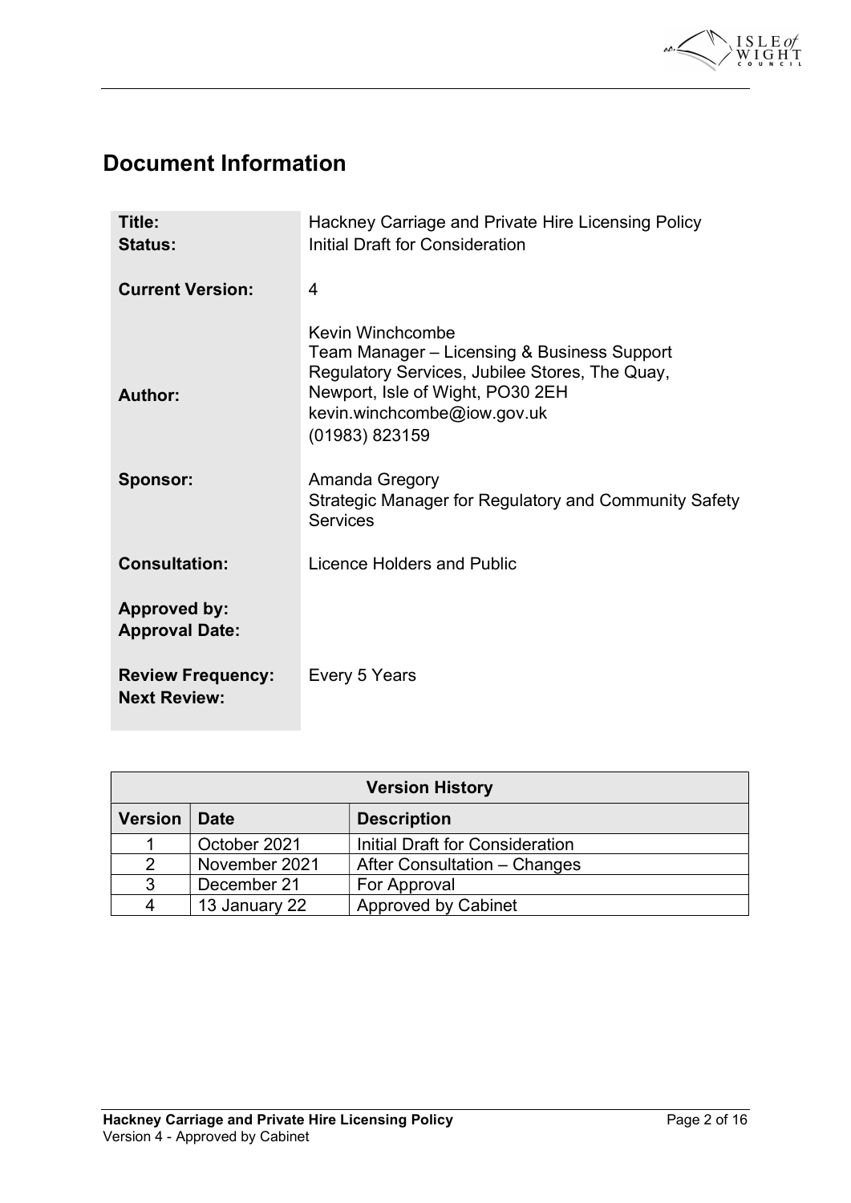# Document Information

| | |
|---|---|
| **Title:** | Hackney Carriage and Private Hire Licensing Policy |
| **Status:** | Initial Draft for Consideration |
| **Current Version:** | 4 |
| **Author:** | Kevin Winchcombe<br>Team Manager – Licensing & Business Support<br>Regulatory Services, Jubilee Stores, The Quay,<br>Newport, Isle of Wight, PO30 2EH<br>kevin.winchcombe@iow.gov.uk<br>(01983) 823159 |
| **Sponsor:** | Amanda Gregory<br>Strategic Manager for Regulatory and Community Safety Services |
| **Consultation:** | Licence Holders and Public |
| **Approved by:** | |
| **Approval Date:** | |
| **Review Frequency:** | Every 5 Years |
| **Next Review:** | |

| Version History | | |
|---|---|---|
| **Version** | **Date** | **Description** |
| 1 | October 2021 | Initial Draft for Consideration |
| 2 | November 2021 | After Consultation – Changes |
| 3 | December 21 | For Approval |
| 4 | 13 January 22 | Approved by Cabinet |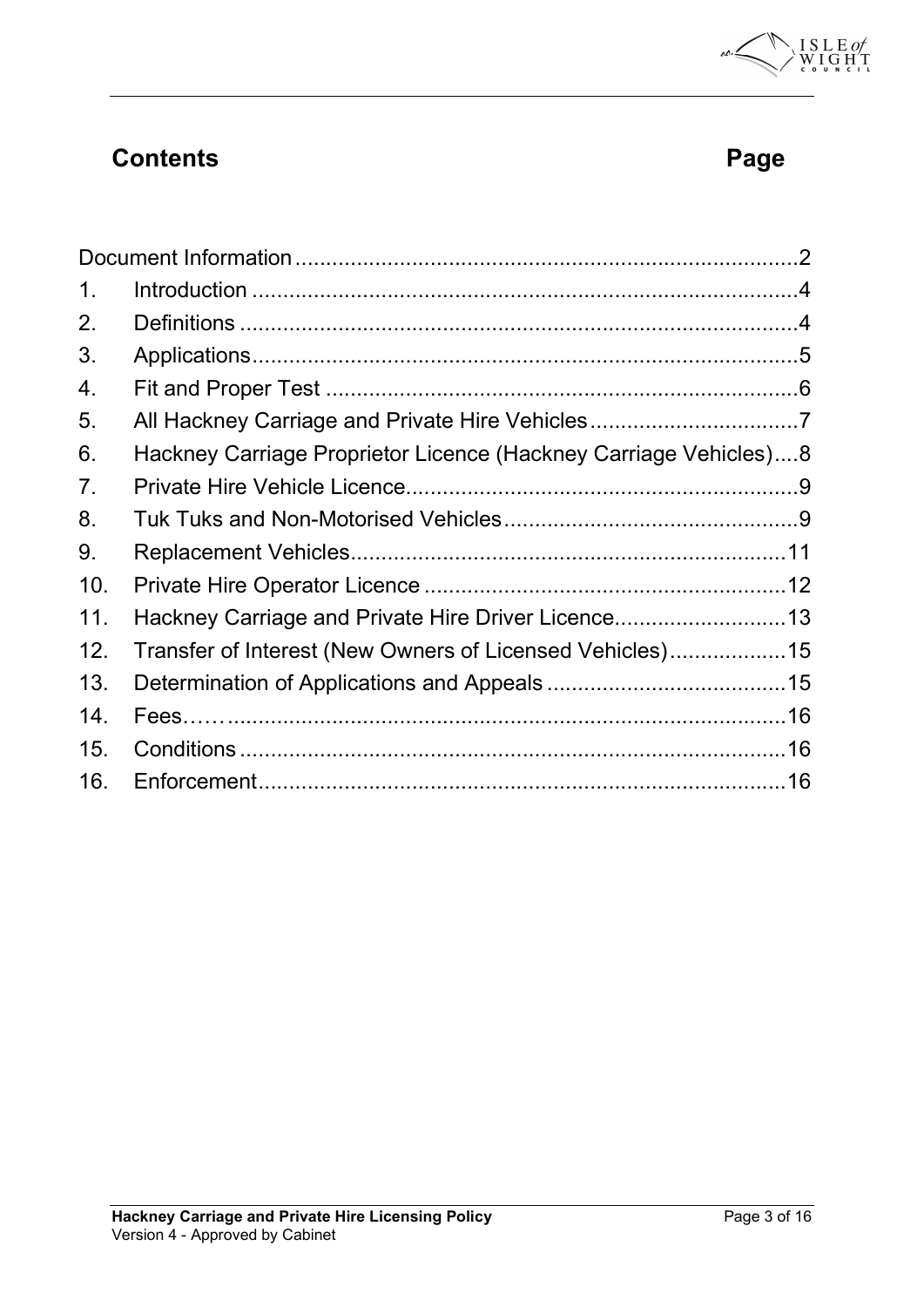## Contents

| | | Page |
|---|---|---|
| Document Information | | 2 |
| 1. | Introduction | 4 |
| 2. | Definitions | 4 |
| 3. | Applications | 5 |
| 4. | Fit and Proper Test | 6 |
| 5. | All Hackney Carriage and Private Hire Vehicles | 7 |
| 6. | Hackney Carriage Proprietor Licence (Hackney Carriage Vehicles) | 8 |
| 7. | Private Hire Vehicle Licence | 9 |
| 8. | Tuk Tuks and Non-Motorised Vehicles | 9 |
| 9. | Replacement Vehicles | 11 |
| 10. | Private Hire Operator Licence | 12 |
| 11. | Hackney Carriage and Private Hire Driver Licence | 13 |
| 12. | Transfer of Interest (New Owners of Licensed Vehicles) | 15 |
| 13. | Determination of Applications and Appeals | 15 |
| 14. | Fees…… | 16 |
| 15. | Conditions | 16 |
| 16. | Enforcement | 16 |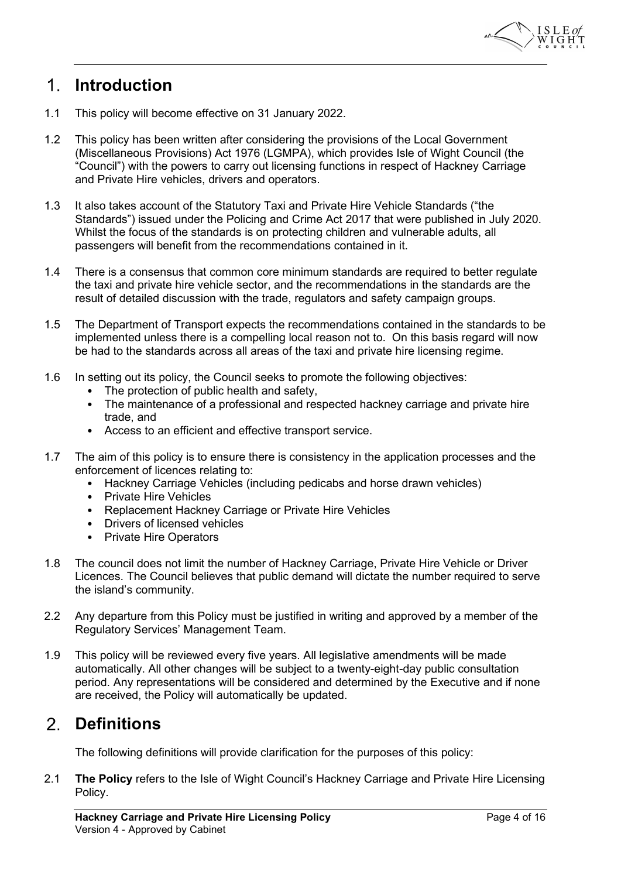# 1. Introduction

1.1 This policy will become effective on 31 January 2022.

1.2 This policy has been written after considering the provisions of the Local Government (Miscellaneous Provisions) Act 1976 (LGMPA), which provides Isle of Wight Council (the "Council") with the powers to carry out licensing functions in respect of Hackney Carriage and Private Hire vehicles, drivers and operators.

1.3 It also takes account of the Statutory Taxi and Private Hire Vehicle Standards ("the Standards") issued under the Policing and Crime Act 2017 that were published in July 2020. Whilst the focus of the standards is on protecting children and vulnerable adults, all passengers will benefit from the recommendations contained in it.

1.4 There is a consensus that common core minimum standards are required to better regulate the taxi and private hire vehicle sector, and the recommendations in the standards are the result of detailed discussion with the trade, regulators and safety campaign groups.

1.5 The Department of Transport expects the recommendations contained in the standards to be implemented unless there is a compelling local reason not to. On this basis regard will now be had to the standards across all areas of the taxi and private hire licensing regime.

1.6 In setting out its policy, the Council seeks to promote the following objectives:
- The protection of public health and safety,
- The maintenance of a professional and respected hackney carriage and private hire trade, and
- Access to an efficient and effective transport service.

1.7 The aim of this policy is to ensure there is consistency in the application processes and the enforcement of licences relating to:
- Hackney Carriage Vehicles (including pedicabs and horse drawn vehicles)
- Private Hire Vehicles
- Replacement Hackney Carriage or Private Hire Vehicles
- Drivers of licensed vehicles
- Private Hire Operators

1.8 The council does not limit the number of Hackney Carriage, Private Hire Vehicle or Driver Licences. The Council believes that public demand will dictate the number required to serve the island's community.

2.2 Any departure from this Policy must be justified in writing and approved by a member of the Regulatory Services' Management Team.

1.9 This policy will be reviewed every five years. All legislative amendments will be made automatically. All other changes will be subject to a twenty-eight-day public consultation period. Any representations will be considered and determined by the Executive and if none are received, the Policy will automatically be updated.

# 2. Definitions

The following definitions will provide clarification for the purposes of this policy:

2.1 **The Policy** refers to the Isle of Wight Council's Hackney Carriage and Private Hire Licensing Policy.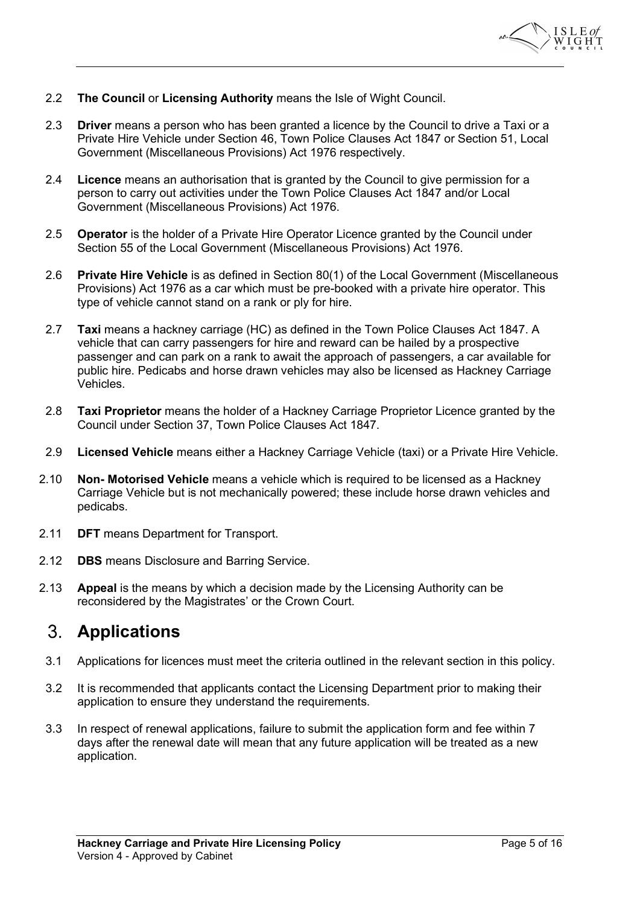2.2 **The Council** or **Licensing Authority** means the Isle of Wight Council.

2.3 **Driver** means a person who has been granted a licence by the Council to drive a Taxi or a Private Hire Vehicle under Section 46, Town Police Clauses Act 1847 or Section 51, Local Government (Miscellaneous Provisions) Act 1976 respectively.

2.4 **Licence** means an authorisation that is granted by the Council to give permission for a person to carry out activities under the Town Police Clauses Act 1847 and/or Local Government (Miscellaneous Provisions) Act 1976.

2.5 **Operator** is the holder of a Private Hire Operator Licence granted by the Council under Section 55 of the Local Government (Miscellaneous Provisions) Act 1976.

2.6 **Private Hire Vehicle** is as defined in Section 80(1) of the Local Government (Miscellaneous Provisions) Act 1976 as a car which must be pre-booked with a private hire operator. This type of vehicle cannot stand on a rank or ply for hire.

2.7 **Taxi** means a hackney carriage (HC) as defined in the Town Police Clauses Act 1847. A vehicle that can carry passengers for hire and reward can be hailed by a prospective passenger and can park on a rank to await the approach of passengers, a car available for public hire. Pedicabs and horse drawn vehicles may also be licensed as Hackney Carriage Vehicles.

2.8 **Taxi Proprietor** means the holder of a Hackney Carriage Proprietor Licence granted by the Council under Section 37, Town Police Clauses Act 1847.

2.9 **Licensed Vehicle** means either a Hackney Carriage Vehicle (taxi) or a Private Hire Vehicle.

2.10 **Non- Motorised Vehicle** means a vehicle which is required to be licensed as a Hackney Carriage Vehicle but is not mechanically powered; these include horse drawn vehicles and pedicabs.

2.11 **DFT** means Department for Transport.

2.12 **DBS** means Disclosure and Barring Service.

2.13 **Appeal** is the means by which a decision made by the Licensing Authority can be reconsidered by the Magistrates' or the Crown Court.

# 3. Applications

3.1 Applications for licences must meet the criteria outlined in the relevant section in this policy.

3.2 It is recommended that applicants contact the Licensing Department prior to making their application to ensure they understand the requirements.

3.3 In respect of renewal applications, failure to submit the application form and fee within 7 days after the renewal date will mean that any future application will be treated as a new application.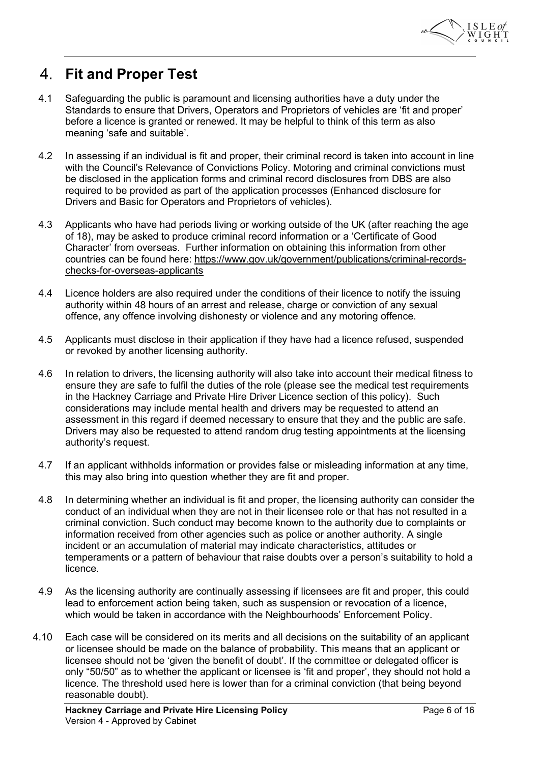# 4. Fit and Proper Test

4.1 Safeguarding the public is paramount and licensing authorities have a duty under the Standards to ensure that Drivers, Operators and Proprietors of vehicles are 'fit and proper' before a licence is granted or renewed. It may be helpful to think of this term as also meaning 'safe and suitable'.

4.2 In assessing if an individual is fit and proper, their criminal record is taken into account in line with the Council's Relevance of Convictions Policy. Motoring and criminal convictions must be disclosed in the application forms and criminal record disclosures from DBS are also required to be provided as part of the application processes (Enhanced disclosure for Drivers and Basic for Operators and Proprietors of vehicles).

4.3 Applicants who have had periods living or working outside of the UK (after reaching the age of 18), may be asked to produce criminal record information or a 'Certificate of Good Character' from overseas. Further information on obtaining this information from other countries can be found here: https://www.gov.uk/government/publications/criminal-records-checks-for-overseas-applicants

4.4 Licence holders are also required under the conditions of their licence to notify the issuing authority within 48 hours of an arrest and release, charge or conviction of any sexual offence, any offence involving dishonesty or violence and any motoring offence.

4.5 Applicants must disclose in their application if they have had a licence refused, suspended or revoked by another licensing authority.

4.6 In relation to drivers, the licensing authority will also take into account their medical fitness to ensure they are safe to fulfil the duties of the role (please see the medical test requirements in the Hackney Carriage and Private Hire Driver Licence section of this policy). Such considerations may include mental health and drivers may be requested to attend an assessment in this regard if deemed necessary to ensure that they and the public are safe. Drivers may also be requested to attend random drug testing appointments at the licensing authority's request.

4.7 If an applicant withholds information or provides false or misleading information at any time, this may also bring into question whether they are fit and proper.

4.8 In determining whether an individual is fit and proper, the licensing authority can consider the conduct of an individual when they are not in their licensee role or that has not resulted in a criminal conviction. Such conduct may become known to the authority due to complaints or information received from other agencies such as police or another authority. A single incident or an accumulation of material may indicate characteristics, attitudes or temperaments or a pattern of behaviour that raise doubts over a person's suitability to hold a licence.

4.9 As the licensing authority are continually assessing if licensees are fit and proper, this could lead to enforcement action being taken, such as suspension or revocation of a licence, which would be taken in accordance with the Neighbourhoods' Enforcement Policy.

4.10 Each case will be considered on its merits and all decisions on the suitability of an applicant or licensee should be made on the balance of probability. This means that an applicant or licensee should not be 'given the benefit of doubt'. If the committee or delegated officer is only "50/50" as to whether the applicant or licensee is 'fit and proper', they should not hold a licence. The threshold used here is lower than for a criminal conviction (that being beyond reasonable doubt).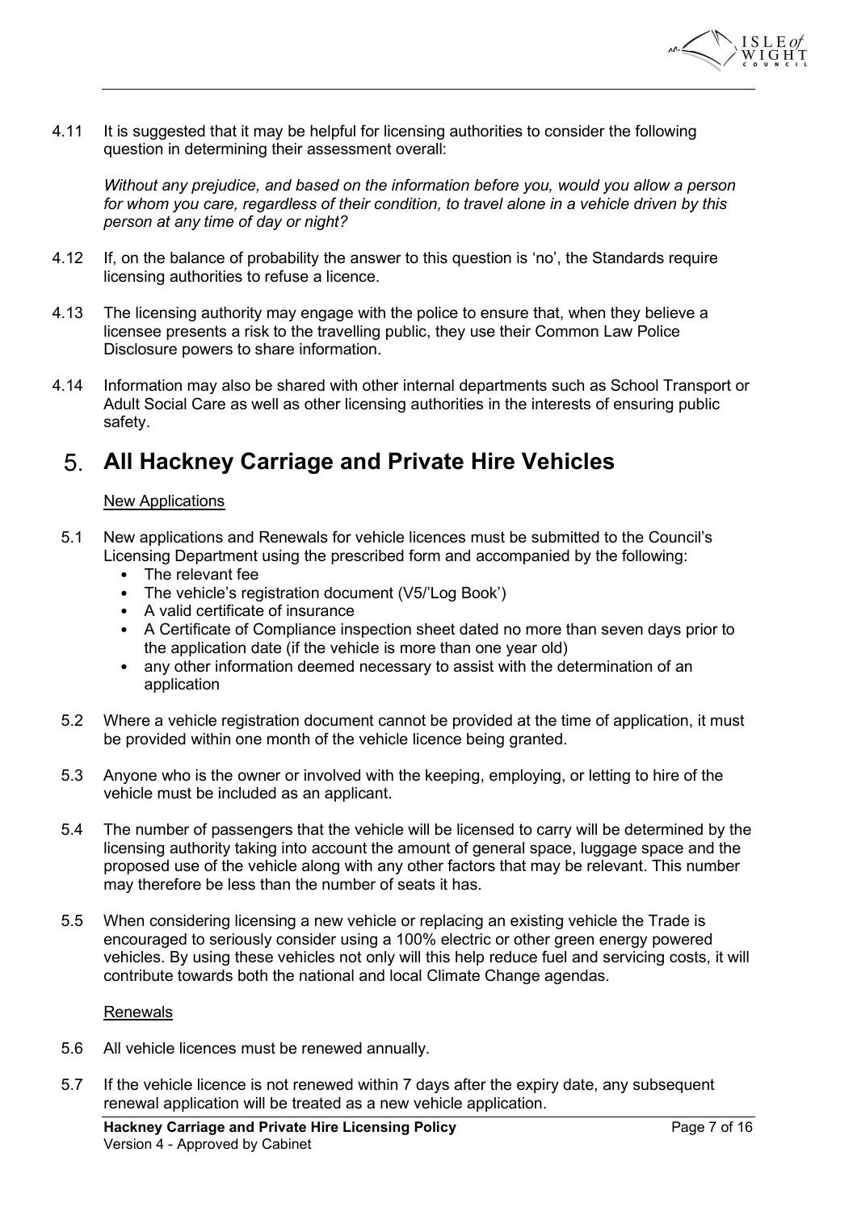4.11 It is suggested that it may be helpful for licensing authorities to consider the following question in determining their assessment overall:

*Without any prejudice, and based on the information before you, would you allow a person for whom you care, regardless of their condition, to travel alone in a vehicle driven by this person at any time of day or night?*

4.12 If, on the balance of probability the answer to this question is 'no', the Standards require licensing authorities to refuse a licence.

4.13 The licensing authority may engage with the police to ensure that, when they believe a licensee presents a risk to the travelling public, they use their Common Law Police Disclosure powers to share information.

4.14 Information may also be shared with other internal departments such as School Transport or Adult Social Care as well as other licensing authorities in the interests of ensuring public safety.

# 5. All Hackney Carriage and Private Hire Vehicles

<u>New Applications</u>

5.1 New applications and Renewals for vehicle licences must be submitted to the Council's Licensing Department using the prescribed form and accompanied by the following:

- The relevant fee
- The vehicle's registration document (V5/'Log Book')
- A valid certificate of insurance
- A Certificate of Compliance inspection sheet dated no more than seven days prior to the application date (if the vehicle is more than one year old)
- any other information deemed necessary to assist with the determination of an application

5.2 Where a vehicle registration document cannot be provided at the time of application, it must be provided within one month of the vehicle licence being granted.

5.3 Anyone who is the owner or involved with the keeping, employing, or letting to hire of the vehicle must be included as an applicant.

5.4 The number of passengers that the vehicle will be licensed to carry will be determined by the licensing authority taking into account the amount of general space, luggage space and the proposed use of the vehicle along with any other factors that may be relevant. This number may therefore be less than the number of seats it has.

5.5 When considering licensing a new vehicle or replacing an existing vehicle the Trade is encouraged to seriously consider using a 100% electric or other green energy powered vehicles. By using these vehicles not only will this help reduce fuel and servicing costs, it will contribute towards both the national and local Climate Change agendas.

<u>Renewals</u>

5.6 All vehicle licences must be renewed annually.

5.7 If the vehicle licence is not renewed within 7 days after the expiry date, any subsequent renewal application will be treated as a new vehicle application.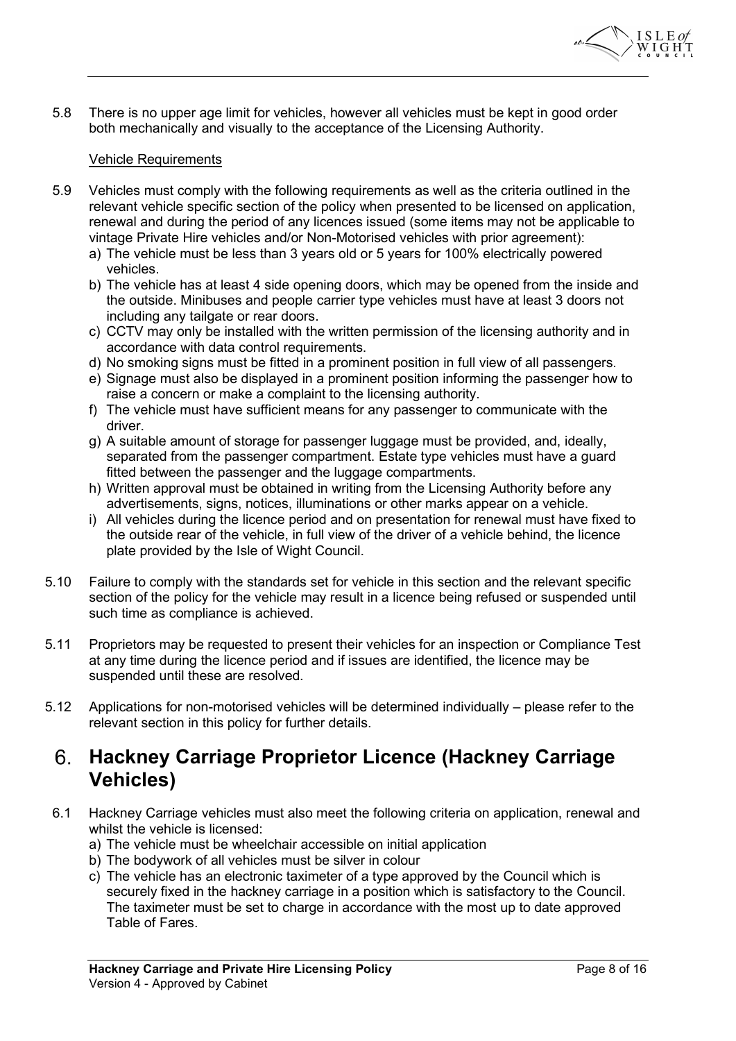5.8 There is no upper age limit for vehicles, however all vehicles must be kept in good order both mechanically and visually to the acceptance of the Licensing Authority.

Vehicle Requirements

5.9 Vehicles must comply with the following requirements as well as the criteria outlined in the relevant vehicle specific section of the policy when presented to be licensed on application, renewal and during the period of any licences issued (some items may not be applicable to vintage Private Hire vehicles and/or Non-Motorised vehicles with prior agreement):

a) The vehicle must be less than 3 years old or 5 years for 100% electrically powered vehicles.
b) The vehicle has at least 4 side opening doors, which may be opened from the inside and the outside. Minibuses and people carrier type vehicles must have at least 3 doors not including any tailgate or rear doors.
c) CCTV may only be installed with the written permission of the licensing authority and in accordance with data control requirements.
d) No smoking signs must be fitted in a prominent position in full view of all passengers.
e) Signage must also be displayed in a prominent position informing the passenger how to raise a concern or make a complaint to the licensing authority.
f) The vehicle must have sufficient means for any passenger to communicate with the driver.
g) A suitable amount of storage for passenger luggage must be provided, and, ideally, separated from the passenger compartment. Estate type vehicles must have a guard fitted between the passenger and the luggage compartments.
h) Written approval must be obtained in writing from the Licensing Authority before any advertisements, signs, notices, illuminations or other marks appear on a vehicle.
i) All vehicles during the licence period and on presentation for renewal must have fixed to the outside rear of the vehicle, in full view of the driver of a vehicle behind, the licence plate provided by the Isle of Wight Council.

5.10 Failure to comply with the standards set for vehicle in this section and the relevant specific section of the policy for the vehicle may result in a licence being refused or suspended until such time as compliance is achieved.

5.11 Proprietors may be requested to present their vehicles for an inspection or Compliance Test at any time during the licence period and if issues are identified, the licence may be suspended until these are resolved.

5.12 Applications for non-motorised vehicles will be determined individually – please refer to the relevant section in this policy for further details.

# 6. Hackney Carriage Proprietor Licence (Hackney Carriage Vehicles)

6.1 Hackney Carriage vehicles must also meet the following criteria on application, renewal and whilst the vehicle is licensed:

a) The vehicle must be wheelchair accessible on initial application
b) The bodywork of all vehicles must be silver in colour
c) The vehicle has an electronic taximeter of a type approved by the Council which is securely fixed in the hackney carriage in a position which is satisfactory to the Council. The taximeter must be set to charge in accordance with the most up to date approved Table of Fares.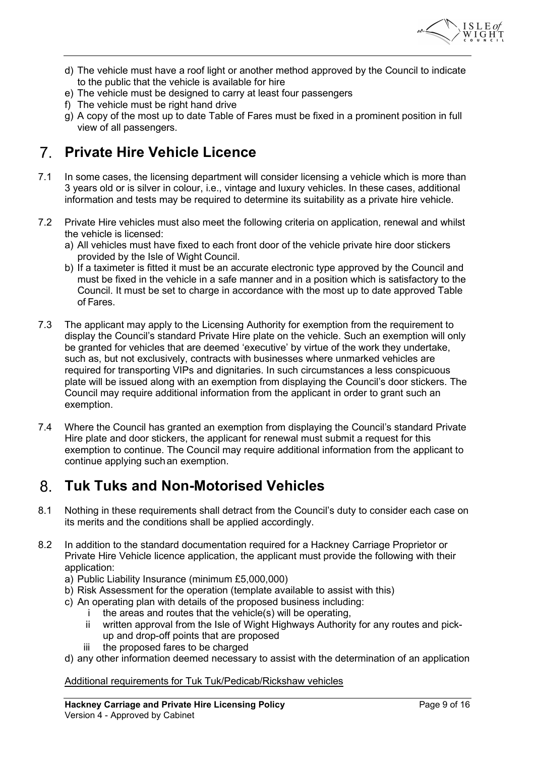d) The vehicle must have a roof light or another method approved by the Council to indicate to the public that the vehicle is available for hire
e) The vehicle must be designed to carry at least four passengers
f) The vehicle must be right hand drive
g) A copy of the most up to date Table of Fares must be fixed in a prominent position in full view of all passengers.

# 7. Private Hire Vehicle Licence

7.1 In some cases, the licensing department will consider licensing a vehicle which is more than 3 years old or is silver in colour, i.e., vintage and luxury vehicles. In these cases, additional information and tests may be required to determine its suitability as a private hire vehicle.

7.2 Private Hire vehicles must also meet the following criteria on application, renewal and whilst the vehicle is licensed:

a) All vehicles must have fixed to each front door of the vehicle private hire door stickers provided by the Isle of Wight Council.
b) If a taximeter is fitted it must be an accurate electronic type approved by the Council and must be fixed in the vehicle in a safe manner and in a position which is satisfactory to the Council. It must be set to charge in accordance with the most up to date approved Table of Fares.

7.3 The applicant may apply to the Licensing Authority for exemption from the requirement to display the Council's standard Private Hire plate on the vehicle. Such an exemption will only be granted for vehicles that are deemed 'executive' by virtue of the work they undertake, such as, but not exclusively, contracts with businesses where unmarked vehicles are required for transporting VIPs and dignitaries. In such circumstances a less conspicuous plate will be issued along with an exemption from displaying the Council's door stickers. The Council may require additional information from the applicant in order to grant such an exemption.

7.4 Where the Council has granted an exemption from displaying the Council's standard Private Hire plate and door stickers, the applicant for renewal must submit a request for this exemption to continue. The Council may require additional information from the applicant to continue applying such an exemption.

# 8. Tuk Tuks and Non-Motorised Vehicles

8.1 Nothing in these requirements shall detract from the Council's duty to consider each case on its merits and the conditions shall be applied accordingly.

8.2 In addition to the standard documentation required for a Hackney Carriage Proprietor or Private Hire Vehicle licence application, the applicant must provide the following with their application:

a) Public Liability Insurance (minimum £5,000,000)
b) Risk Assessment for the operation (template available to assist with this)
c) An operating plan with details of the proposed business including:
    - i the areas and routes that the vehicle(s) will be operating,
    - ii written approval from the Isle of Wight Highways Authority for any routes and pick-up and drop-off points that are proposed
    - iii the proposed fares to be charged
d) any other information deemed necessary to assist with the determination of an application

<u>Additional requirements for Tuk Tuk/Pedicab/Rickshaw vehicles</u>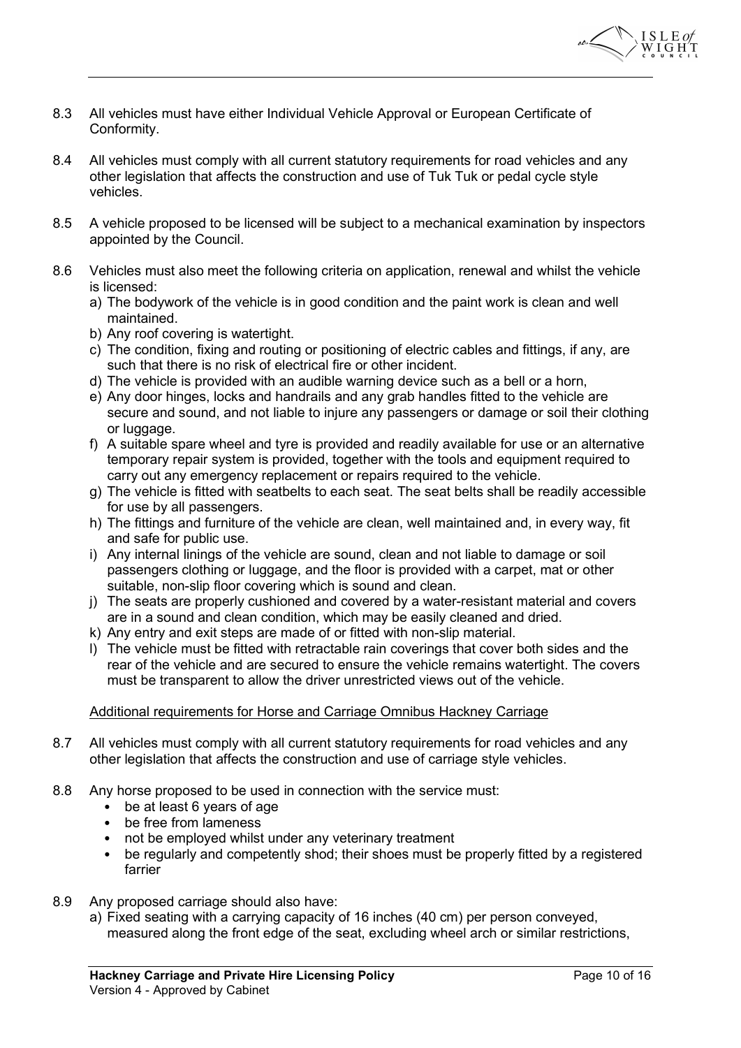8.3 All vehicles must have either Individual Vehicle Approval or European Certificate of Conformity.

8.4 All vehicles must comply with all current statutory requirements for road vehicles and any other legislation that affects the construction and use of Tuk Tuk or pedal cycle style vehicles.

8.5 A vehicle proposed to be licensed will be subject to a mechanical examination by inspectors appointed by the Council.

8.6 Vehicles must also meet the following criteria on application, renewal and whilst the vehicle is licensed:

a) The bodywork of the vehicle is in good condition and the paint work is clean and well maintained.
b) Any roof covering is watertight.
c) The condition, fixing and routing or positioning of electric cables and fittings, if any, are such that there is no risk of electrical fire or other incident.
d) The vehicle is provided with an audible warning device such as a bell or a horn,
e) Any door hinges, locks and handrails and any grab handles fitted to the vehicle are secure and sound, and not liable to injure any passengers or damage or soil their clothing or luggage.
f) A suitable spare wheel and tyre is provided and readily available for use or an alternative temporary repair system is provided, together with the tools and equipment required to carry out any emergency replacement or repairs required to the vehicle.
g) The vehicle is fitted with seatbelts to each seat. The seat belts shall be readily accessible for use by all passengers.
h) The fittings and furniture of the vehicle are clean, well maintained and, in every way, fit and safe for public use.
i) Any internal linings of the vehicle are sound, clean and not liable to damage or soil passengers clothing or luggage, and the floor is provided with a carpet, mat or other suitable, non-slip floor covering which is sound and clean.
j) The seats are properly cushioned and covered by a water-resistant material and covers are in a sound and clean condition, which may be easily cleaned and dried.
k) Any entry and exit steps are made of or fitted with non-slip material.
l) The vehicle must be fitted with retractable rain coverings that cover both sides and the rear of the vehicle and are secured to ensure the vehicle remains watertight. The covers must be transparent to allow the driver unrestricted views out of the vehicle.

<u>Additional requirements for Horse and Carriage Omnibus Hackney Carriage</u>

8.7 All vehicles must comply with all current statutory requirements for road vehicles and any other legislation that affects the construction and use of carriage style vehicles.

8.8 Any horse proposed to be used in connection with the service must:

- be at least 6 years of age
- be free from lameness
- not be employed whilst under any veterinary treatment
- be regularly and competently shod; their shoes must be properly fitted by a registered farrier

8.9 Any proposed carriage should also have:

a) Fixed seating with a carrying capacity of 16 inches (40 cm) per person conveyed, measured along the front edge of the seat, excluding wheel arch or similar restrictions,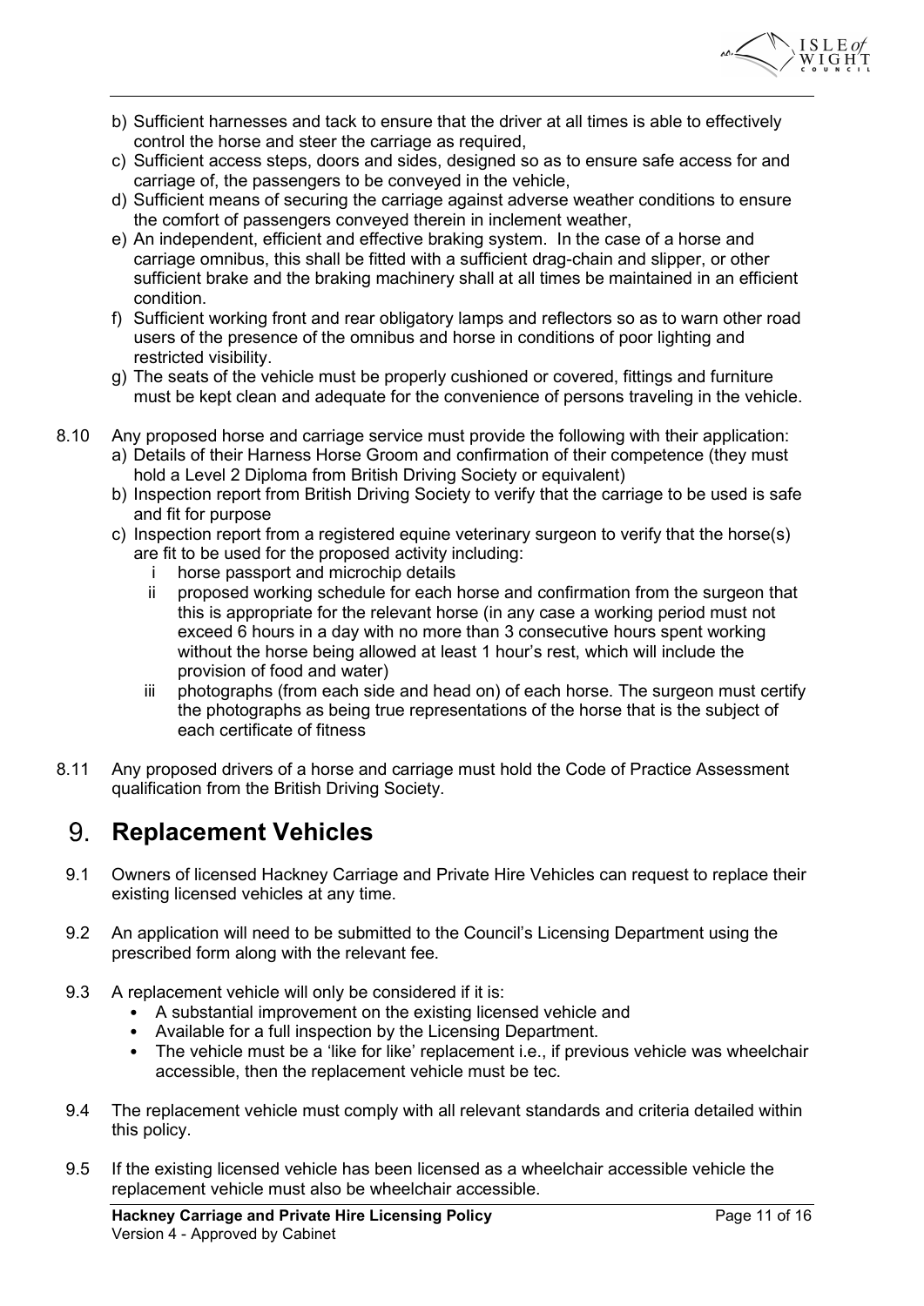b) Sufficient harnesses and tack to ensure that the driver at all times is able to effectively control the horse and steer the carriage as required,
c) Sufficient access steps, doors and sides, designed so as to ensure safe access for and carriage of, the passengers to be conveyed in the vehicle,
d) Sufficient means of securing the carriage against adverse weather conditions to ensure the comfort of passengers conveyed therein in inclement weather,
e) An independent, efficient and effective braking system. In the case of a horse and carriage omnibus, this shall be fitted with a sufficient drag-chain and slipper, or other sufficient brake and the braking machinery shall at all times be maintained in an efficient condition.
f) Sufficient working front and rear obligatory lamps and reflectors so as to warn other road users of the presence of the omnibus and horse in conditions of poor lighting and restricted visibility.
g) The seats of the vehicle must be properly cushioned or covered, fittings and furniture must be kept clean and adequate for the convenience of persons traveling in the vehicle.

8.10 Any proposed horse and carriage service must provide the following with their application:

a) Details of their Harness Horse Groom and confirmation of their competence (they must hold a Level 2 Diploma from British Driving Society or equivalent)
b) Inspection report from British Driving Society to verify that the carriage to be used is safe and fit for purpose
c) Inspection report from a registered equine veterinary surgeon to verify that the horse(s) are fit to be used for the proposed activity including:
   i horse passport and microchip details
   ii proposed working schedule for each horse and confirmation from the surgeon that this is appropriate for the relevant horse (in any case a working period must not exceed 6 hours in a day with no more than 3 consecutive hours spent working without the horse being allowed at least 1 hour's rest, which will include the provision of food and water)
   iii photographs (from each side and head on) of each horse. The surgeon must certify the photographs as being true representations of the horse that is the subject of each certificate of fitness

8.11 Any proposed drivers of a horse and carriage must hold the Code of Practice Assessment qualification from the British Driving Society.

## 9. Replacement Vehicles

9.1 Owners of licensed Hackney Carriage and Private Hire Vehicles can request to replace their existing licensed vehicles at any time.

9.2 An application will need to be submitted to the Council's Licensing Department using the prescribed form along with the relevant fee.

9.3 A replacement vehicle will only be considered if it is:

- A substantial improvement on the existing licensed vehicle and
- Available for a full inspection by the Licensing Department.
- The vehicle must be a 'like for like' replacement i.e., if previous vehicle was wheelchair accessible, then the replacement vehicle must be tec.

9.4 The replacement vehicle must comply with all relevant standards and criteria detailed within this policy.

9.5 If the existing licensed vehicle has been licensed as a wheelchair accessible vehicle the replacement vehicle must also be wheelchair accessible.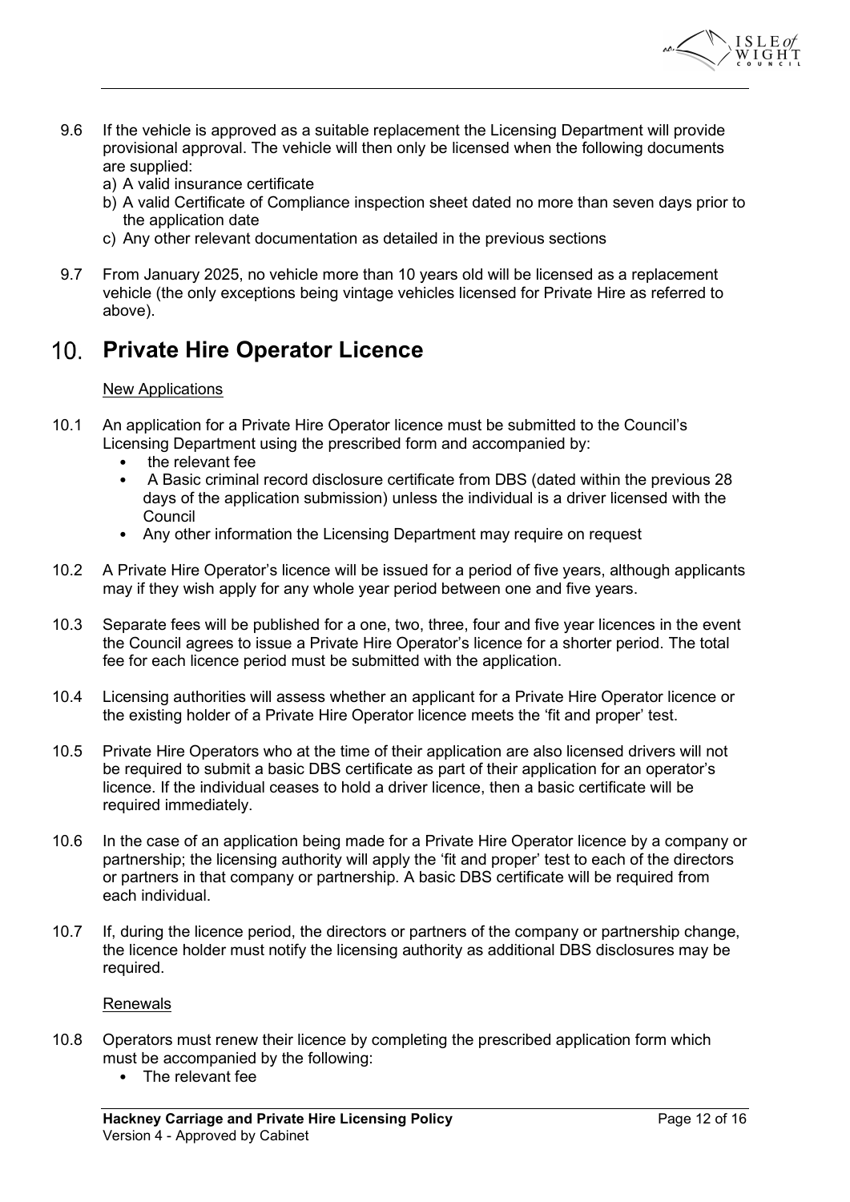9.6 If the vehicle is approved as a suitable replacement the Licensing Department will provide provisional approval. The vehicle will then only be licensed when the following documents are supplied:

a) A valid insurance certificate
b) A valid Certificate of Compliance inspection sheet dated no more than seven days prior to the application date
c) Any other relevant documentation as detailed in the previous sections

9.7 From January 2025, no vehicle more than 10 years old will be licensed as a replacement vehicle (the only exceptions being vintage vehicles licensed for Private Hire as referred to above).

# 10. Private Hire Operator Licence

New Applications

10.1 An application for a Private Hire Operator licence must be submitted to the Council's Licensing Department using the prescribed form and accompanied by:

- the relevant fee
- A Basic criminal record disclosure certificate from DBS (dated within the previous 28 days of the application submission) unless the individual is a driver licensed with the Council
- Any other information the Licensing Department may require on request

10.2 A Private Hire Operator's licence will be issued for a period of five years, although applicants may if they wish apply for any whole year period between one and five years.

10.3 Separate fees will be published for a one, two, three, four and five year licences in the event the Council agrees to issue a Private Hire Operator's licence for a shorter period. The total fee for each licence period must be submitted with the application.

10.4 Licensing authorities will assess whether an applicant for a Private Hire Operator licence or the existing holder of a Private Hire Operator licence meets the 'fit and proper' test.

10.5 Private Hire Operators who at the time of their application are also licensed drivers will not be required to submit a basic DBS certificate as part of their application for an operator's licence. If the individual ceases to hold a driver licence, then a basic certificate will be required immediately.

10.6 In the case of an application being made for a Private Hire Operator licence by a company or partnership; the licensing authority will apply the 'fit and proper' test to each of the directors or partners in that company or partnership. A basic DBS certificate will be required from each individual.

10.7 If, during the licence period, the directors or partners of the company or partnership change, the licence holder must notify the licensing authority as additional DBS disclosures may be required.

Renewals

10.8 Operators must renew their licence by completing the prescribed application form which must be accompanied by the following:

- The relevant fee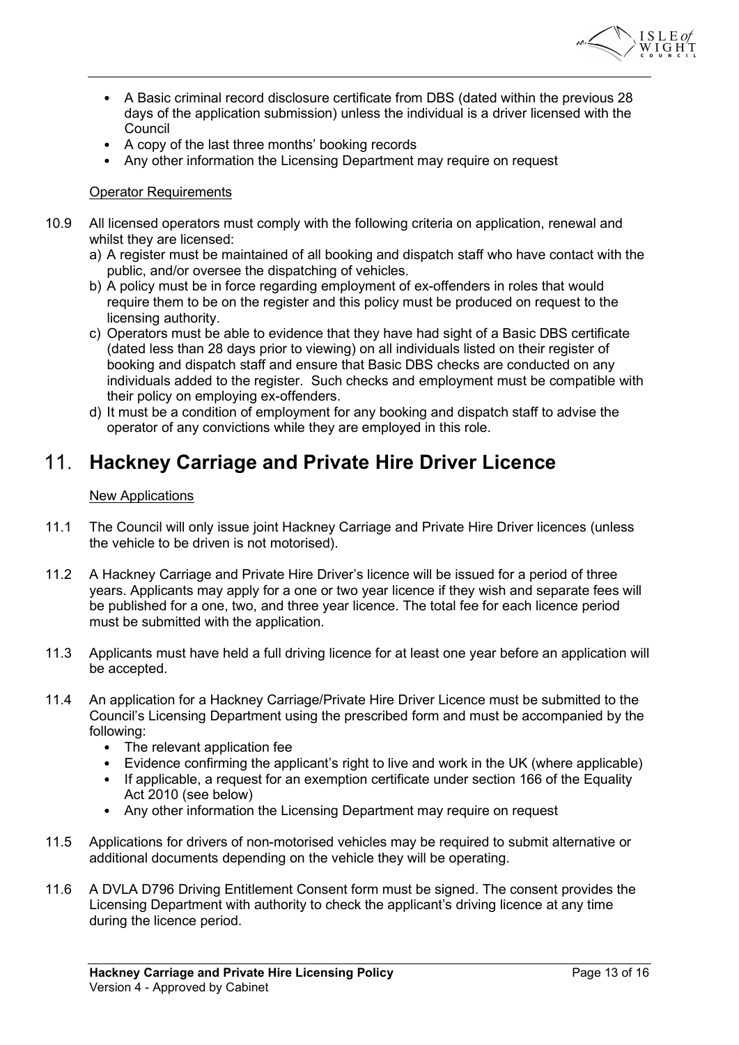- A Basic criminal record disclosure certificate from DBS (dated within the previous 28 days of the application submission) unless the individual is a driver licensed with the Council
- A copy of the last three months' booking records
- Any other information the Licensing Department may require on request

Operator Requirements

10.9 All licensed operators must comply with the following criteria on application, renewal and whilst they are licensed:

a) A register must be maintained of all booking and dispatch staff who have contact with the public, and/or oversee the dispatching of vehicles.
b) A policy must be in force regarding employment of ex-offenders in roles that would require them to be on the register and this policy must be produced on request to the licensing authority.
c) Operators must be able to evidence that they have had sight of a Basic DBS certificate (dated less than 28 days prior to viewing) on all individuals listed on their register of booking and dispatch staff and ensure that Basic DBS checks are conducted on any individuals added to the register. Such checks and employment must be compatible with their policy on employing ex-offenders.
d) It must be a condition of employment for any booking and dispatch staff to advise the operator of any convictions while they are employed in this role.

## 11. Hackney Carriage and Private Hire Driver Licence

New Applications

11.1 The Council will only issue joint Hackney Carriage and Private Hire Driver licences (unless the vehicle to be driven is not motorised).

11.2 A Hackney Carriage and Private Hire Driver's licence will be issued for a period of three years. Applicants may apply for a one or two year licence if they wish and separate fees will be published for a one, two, and three year licence. The total fee for each licence period must be submitted with the application.

11.3 Applicants must have held a full driving licence for at least one year before an application will be accepted.

11.4 An application for a Hackney Carriage/Private Hire Driver Licence must be submitted to the Council's Licensing Department using the prescribed form and must be accompanied by the following:

- The relevant application fee
- Evidence confirming the applicant's right to live and work in the UK (where applicable)
- If applicable, a request for an exemption certificate under section 166 of the Equality Act 2010 (see below)
- Any other information the Licensing Department may require on request

11.5 Applications for drivers of non-motorised vehicles may be required to submit alternative or additional documents depending on the vehicle they will be operating.

11.6 A DVLA D796 Driving Entitlement Consent form must be signed. The consent provides the Licensing Department with authority to check the applicant's driving licence at any time during the licence period.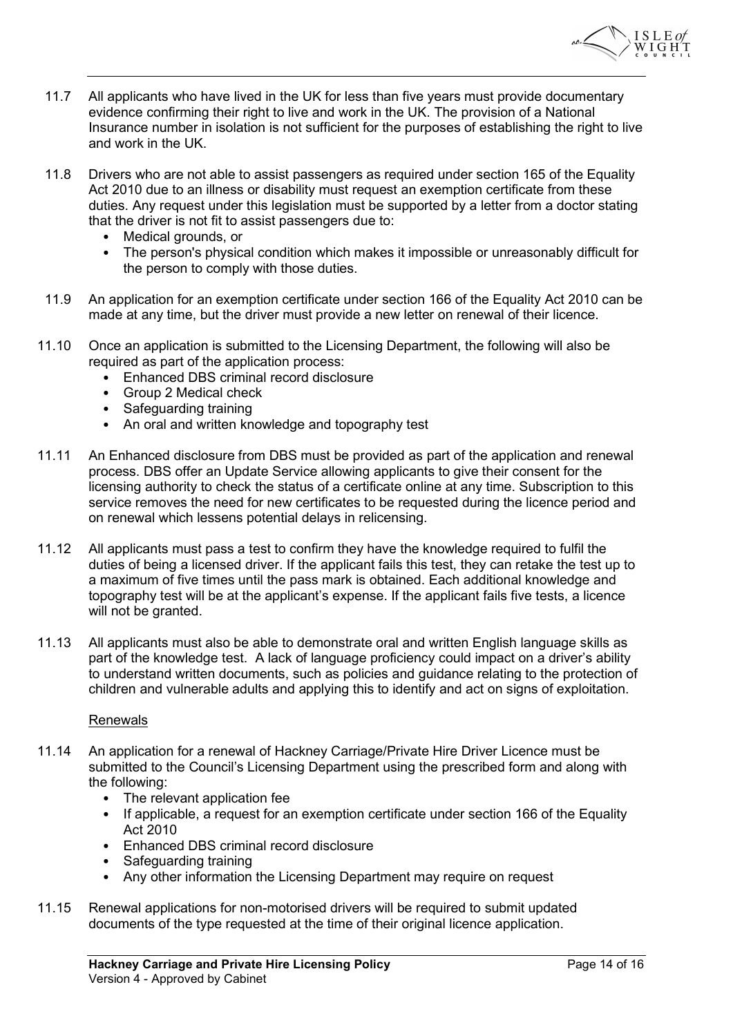11.7 All applicants who have lived in the UK for less than five years must provide documentary evidence confirming their right to live and work in the UK. The provision of a National Insurance number in isolation is not sufficient for the purposes of establishing the right to live and work in the UK.

11.8 Drivers who are not able to assist passengers as required under section 165 of the Equality Act 2010 due to an illness or disability must request an exemption certificate from these duties. Any request under this legislation must be supported by a letter from a doctor stating that the driver is not fit to assist passengers due to:

- Medical grounds, or
- The person's physical condition which makes it impossible or unreasonably difficult for the person to comply with those duties.

11.9 An application for an exemption certificate under section 166 of the Equality Act 2010 can be made at any time, but the driver must provide a new letter on renewal of their licence.

11.10 Once an application is submitted to the Licensing Department, the following will also be required as part of the application process:

- Enhanced DBS criminal record disclosure
- Group 2 Medical check
- Safeguarding training
- An oral and written knowledge and topography test

11.11 An Enhanced disclosure from DBS must be provided as part of the application and renewal process. DBS offer an Update Service allowing applicants to give their consent for the licensing authority to check the status of a certificate online at any time. Subscription to this service removes the need for new certificates to be requested during the licence period and on renewal which lessens potential delays in relicensing.

11.12 All applicants must pass a test to confirm they have the knowledge required to fulfil the duties of being a licensed driver. If the applicant fails this test, they can retake the test up to a maximum of five times until the pass mark is obtained. Each additional knowledge and topography test will be at the applicant's expense. If the applicant fails five tests, a licence will not be granted.

11.13 All applicants must also be able to demonstrate oral and written English language skills as part of the knowledge test. A lack of language proficiency could impact on a driver's ability to understand written documents, such as policies and guidance relating to the protection of children and vulnerable adults and applying this to identify and act on signs of exploitation.

<u>Renewals</u>

11.14 An application for a renewal of Hackney Carriage/Private Hire Driver Licence must be submitted to the Council's Licensing Department using the prescribed form and along with the following:

- The relevant application fee
- If applicable, a request for an exemption certificate under section 166 of the Equality Act 2010
- Enhanced DBS criminal record disclosure
- Safeguarding training
- Any other information the Licensing Department may require on request

11.15 Renewal applications for non-motorised drivers will be required to submit updated documents of the type requested at the time of their original licence application.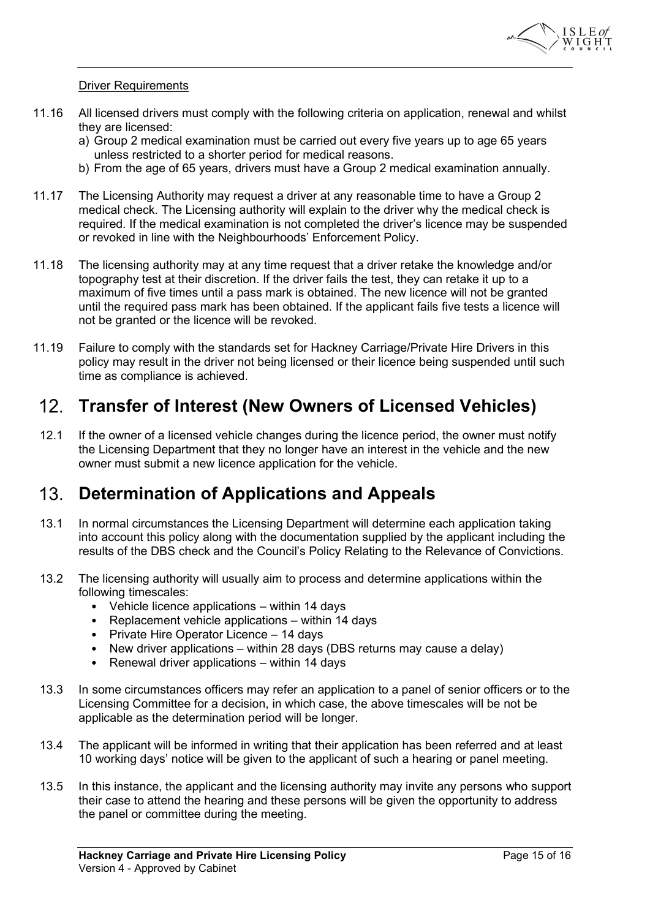Driver Requirements

11.16 All licensed drivers must comply with the following criteria on application, renewal and whilst they are licensed:

a) Group 2 medical examination must be carried out every five years up to age 65 years unless restricted to a shorter period for medical reasons.
b) From the age of 65 years, drivers must have a Group 2 medical examination annually.

11.17 The Licensing Authority may request a driver at any reasonable time to have a Group 2 medical check. The Licensing authority will explain to the driver why the medical check is required. If the medical examination is not completed the driver's licence may be suspended or revoked in line with the Neighbourhoods' Enforcement Policy.

11.18 The licensing authority may at any time request that a driver retake the knowledge and/or topography test at their discretion. If the driver fails the test, they can retake it up to a maximum of five times until a pass mark is obtained. The new licence will not be granted until the required pass mark has been obtained. If the applicant fails five tests a licence will not be granted or the licence will be revoked.

11.19 Failure to comply with the standards set for Hackney Carriage/Private Hire Drivers in this policy may result in the driver not being licensed or their licence being suspended until such time as compliance is achieved.

# 12. Transfer of Interest (New Owners of Licensed Vehicles)

12.1 If the owner of a licensed vehicle changes during the licence period, the owner must notify the Licensing Department that they no longer have an interest in the vehicle and the new owner must submit a new licence application for the vehicle.

# 13. Determination of Applications and Appeals

13.1 In normal circumstances the Licensing Department will determine each application taking into account this policy along with the documentation supplied by the applicant including the results of the DBS check and the Council's Policy Relating to the Relevance of Convictions.

13.2 The licensing authority will usually aim to process and determine applications within the following timescales:

- Vehicle licence applications – within 14 days
- Replacement vehicle applications – within 14 days
- Private Hire Operator Licence – 14 days
- New driver applications – within 28 days (DBS returns may cause a delay)
- Renewal driver applications – within 14 days

13.3 In some circumstances officers may refer an application to a panel of senior officers or to the Licensing Committee for a decision, in which case, the above timescales will be not be applicable as the determination period will be longer.

13.4 The applicant will be informed in writing that their application has been referred and at least 10 working days' notice will be given to the applicant of such a hearing or panel meeting.

13.5 In this instance, the applicant and the licensing authority may invite any persons who support their case to attend the hearing and these persons will be given the opportunity to address the panel or committee during the meeting.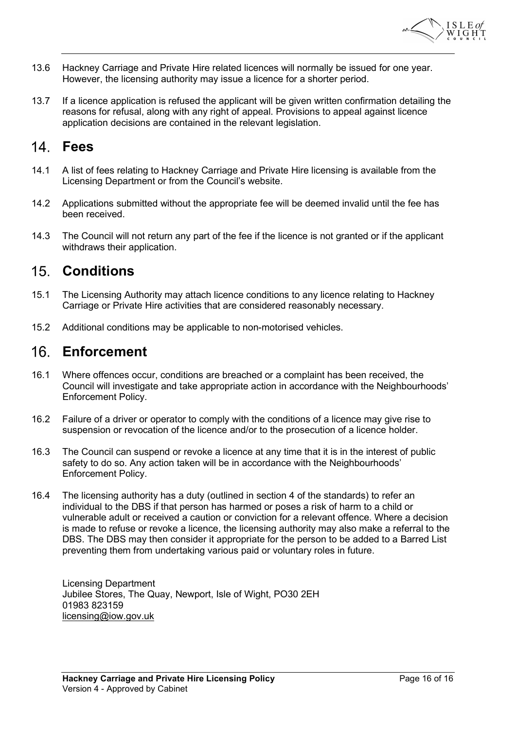13.6 Hackney Carriage and Private Hire related licences will normally be issued for one year. However, the licensing authority may issue a licence for a shorter period.

13.7 If a licence application is refused the applicant will be given written confirmation detailing the reasons for refusal, along with any right of appeal. Provisions to appeal against licence application decisions are contained in the relevant legislation.

## 14. Fees

14.1 A list of fees relating to Hackney Carriage and Private Hire licensing is available from the Licensing Department or from the Council's website.

14.2 Applications submitted without the appropriate fee will be deemed invalid until the fee has been received.

14.3 The Council will not return any part of the fee if the licence is not granted or if the applicant withdraws their application.

## 15. Conditions

15.1 The Licensing Authority may attach licence conditions to any licence relating to Hackney Carriage or Private Hire activities that are considered reasonably necessary.

15.2 Additional conditions may be applicable to non-motorised vehicles.

## 16. Enforcement

16.1 Where offences occur, conditions are breached or a complaint has been received, the Council will investigate and take appropriate action in accordance with the Neighbourhoods' Enforcement Policy.

16.2 Failure of a driver or operator to comply with the conditions of a licence may give rise to suspension or revocation of the licence and/or to the prosecution of a licence holder.

16.3 The Council can suspend or revoke a licence at any time that it is in the interest of public safety to do so. Any action taken will be in accordance with the Neighbourhoods' Enforcement Policy.

16.4 The licensing authority has a duty (outlined in section 4 of the standards) to refer an individual to the DBS if that person has harmed or poses a risk of harm to a child or vulnerable adult or received a caution or conviction for a relevant offence. Where a decision is made to refuse or revoke a licence, the licensing authority may also make a referral to the DBS. The DBS may then consider it appropriate for the person to be added to a Barred List preventing them from undertaking various paid or voluntary roles in future.

Licensing Department
Jubilee Stores, The Quay, Newport, Isle of Wight, PO30 2EH
01983 823159
licensing@iow.gov.uk